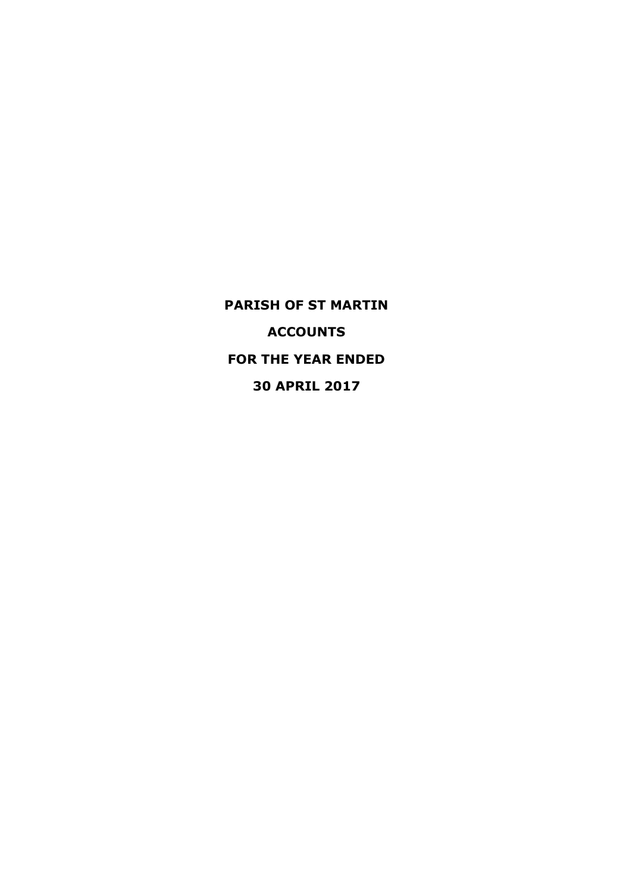# PARISH OF ST MARTIN

## ACCOUNTS

## FOR THE YEAR ENDED

## 30 APRIL 2017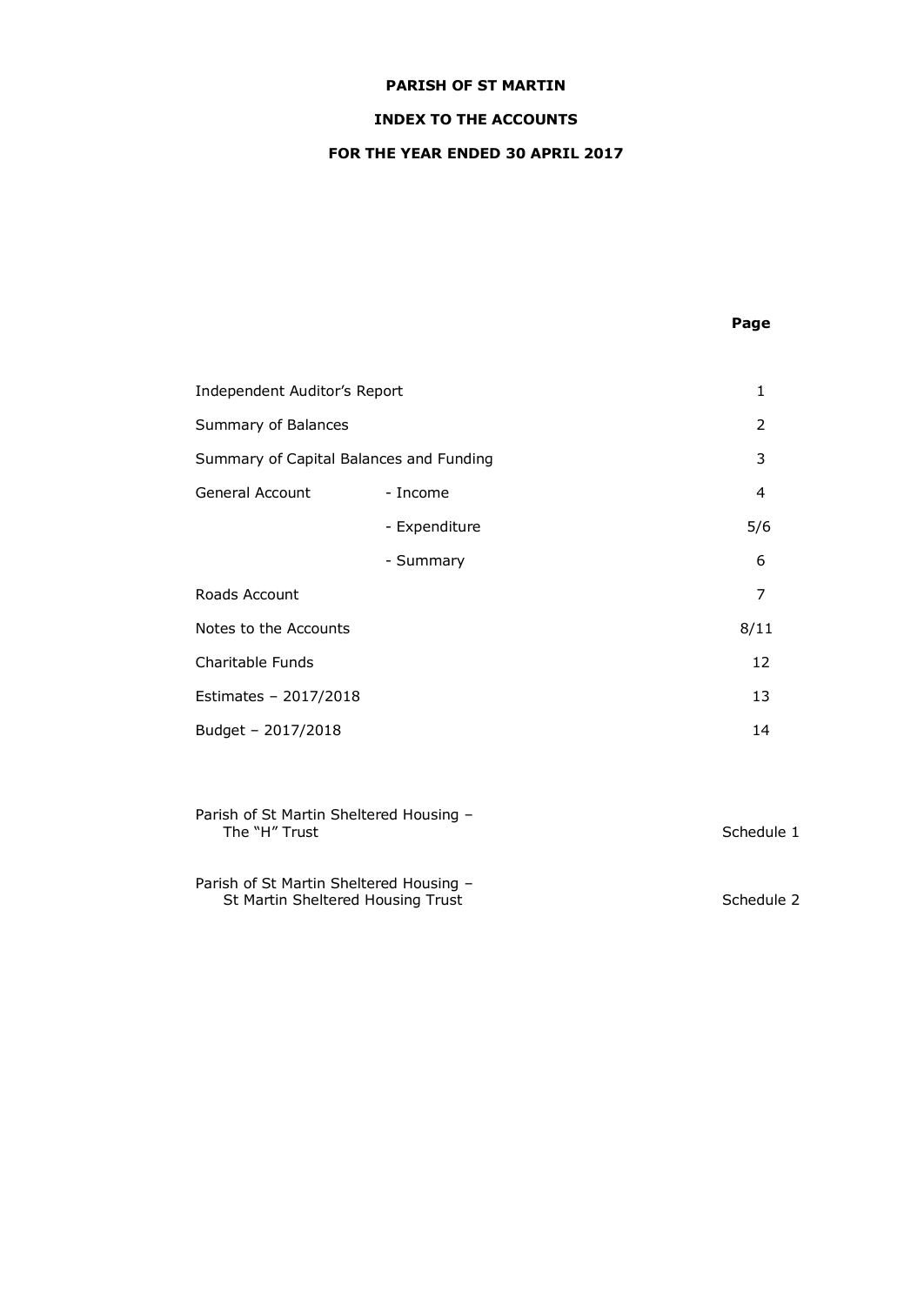**PARISH OF ST MARTIN**

**INDEX TO THE ACCOUNTS**

**FOR THE YEAR ENDED 30 APRIL 2017**

| | | **Page** |
|---|---|---|
| Independent Auditor's Report | | 1 |
| Summary of Balances | | 2 |
| Summary of Capital Balances and Funding | | 3 |
| General Account | - Income | 4 |
| | - Expenditure | 5/6 |
| | - Summary | 6 |
| Roads Account | | 7 |
| Notes to the Accounts | | 8/11 |
| Charitable Funds | | 12 |
| Estimates – 2017/2018 | | 13 |
| Budget – 2017/2018 | | 14 |
| Parish of St Martin Sheltered Housing – The "H" Trust | | Schedule 1 |
| Parish of St Martin Sheltered Housing – St Martin Sheltered Housing Trust | | Schedule 2 |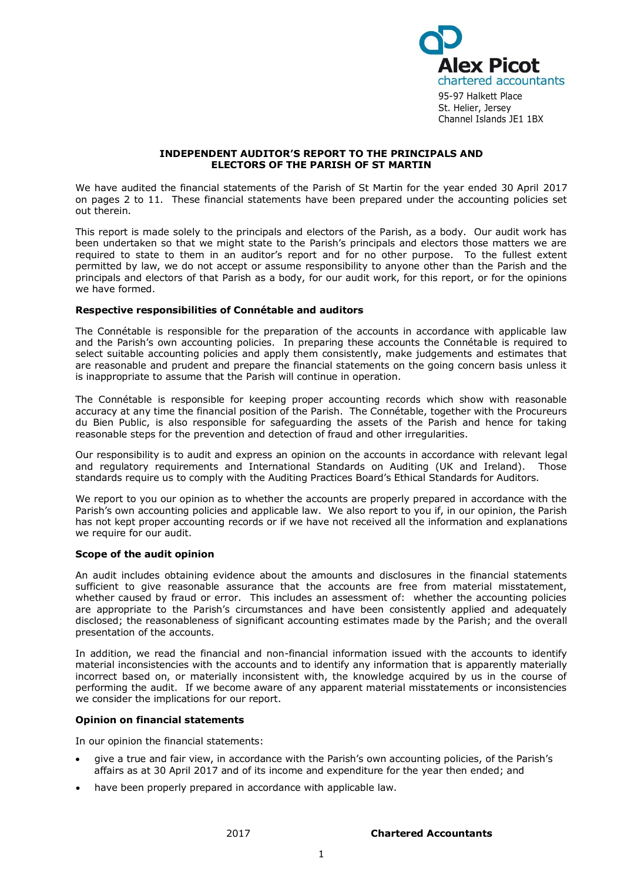Alex Picot
chartered accountants
95-97 Halkett Place
St. Helier, Jersey
Channel Islands JE1 1BX

## INDEPENDENT AUDITOR'S REPORT TO THE PRINCIPALS AND ELECTORS OF THE PARISH OF ST MARTIN

We have audited the financial statements of the Parish of St Martin for the year ended 30 April 2017 on pages 2 to 11. These financial statements have been prepared under the accounting policies set out therein.

This report is made solely to the principals and electors of the Parish, as a body. Our audit work has been undertaken so that we might state to the Parish's principals and electors those matters we are required to state to them in an auditor's report and for no other purpose. To the fullest extent permitted by law, we do not accept or assume responsibility to anyone other than the Parish and the principals and electors of that Parish as a body, for our audit work, for this report, or for the opinions we have formed.

**Respective responsibilities of Connétable and auditors**

The Connétable is responsible for the preparation of the accounts in accordance with applicable law and the Parish's own accounting policies. In preparing these accounts the Connétable is required to select suitable accounting policies and apply them consistently, make judgements and estimates that are reasonable and prudent and prepare the financial statements on the going concern basis unless it is inappropriate to assume that the Parish will continue in operation.

The Connétable is responsible for keeping proper accounting records which show with reasonable accuracy at any time the financial position of the Parish. The Connétable, together with the Procureurs du Bien Public, is also responsible for safeguarding the assets of the Parish and hence for taking reasonable steps for the prevention and detection of fraud and other irregularities.

Our responsibility is to audit and express an opinion on the accounts in accordance with relevant legal and regulatory requirements and International Standards on Auditing (UK and Ireland). Those standards require us to comply with the Auditing Practices Board's Ethical Standards for Auditors.

We report to you our opinion as to whether the accounts are properly prepared in accordance with the Parish's own accounting policies and applicable law. We also report to you if, in our opinion, the Parish has not kept proper accounting records or if we have not received all the information and explanations we require for our audit.

**Scope of the audit opinion**

An audit includes obtaining evidence about the amounts and disclosures in the financial statements sufficient to give reasonable assurance that the accounts are free from material misstatement, whether caused by fraud or error. This includes an assessment of: whether the accounting policies are appropriate to the Parish's circumstances and have been consistently applied and adequately disclosed; the reasonableness of significant accounting estimates made by the Parish; and the overall presentation of the accounts.

In addition, we read the financial and non-financial information issued with the accounts to identify material inconsistencies with the accounts and to identify any information that is apparently materially incorrect based on, or materially inconsistent with, the knowledge acquired by us in the course of performing the audit. If we become aware of any apparent material misstatements or inconsistencies we consider the implications for our report.

**Opinion on financial statements**

In our opinion the financial statements:

- give a true and fair view, in accordance with the Parish's own accounting policies, of the Parish's affairs as at 30 April 2017 and of its income and expenditure for the year then ended; and
- have been properly prepared in accordance with applicable law.

2017 **Chartered Accountants**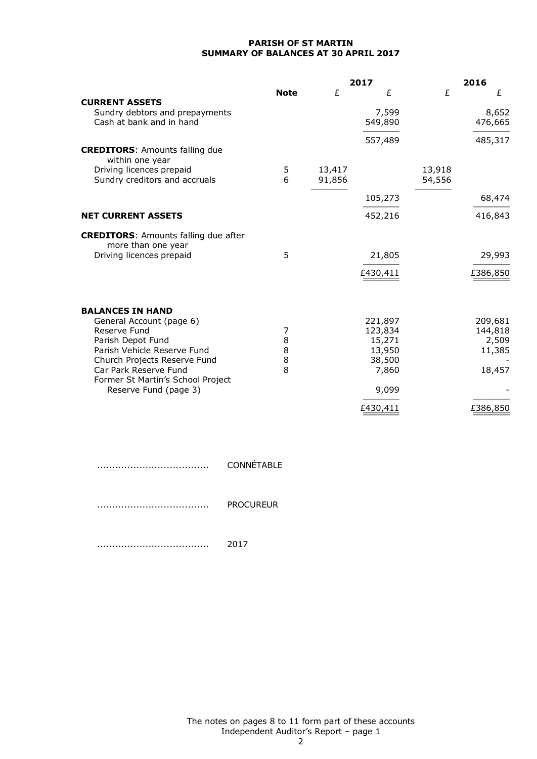# PARISH OF ST MARTIN
## SUMMARY OF BALANCES AT 30 APRIL 2017

| | Note | 2017 £ | 2017 £ | 2016 £ | 2016 £ |
|---|---|---|---|---|---|
| **CURRENT ASSETS** | | | | | |
| Sundry debtors and prepayments | | | 7,599 | | 8,652 |
| Cash at bank and in hand | | | 549,890 | | 476,665 |
| | | | 557,489 | | 485,317 |
| **CREDITORS**: Amounts falling due within one year | | | | | |
| Driving licences prepaid | 5 | 13,417 | | 13,918 | |
| Sundry creditors and accruals | 6 | 91,856 | | 54,556 | |
| | | | 105,273 | | 68,474 |
| **NET CURRENT ASSETS** | | | 452,216 | | 416,843 |
| **CREDITORS**: Amounts falling due after more than one year | | | | | |
| Driving licences prepaid | 5 | | 21,805 | | 29,993 |
| | | | £430,411 | | £386,850 |
| | | | | | |
| **BALANCES IN HAND** | | | | | |
| General Account (page 6) | | | 221,897 | | 209,681 |
| Reserve Fund | 7 | | 123,834 | | 144,818 |
| Parish Depot Fund | 8 | | 15,271 | | 2,509 |
| Parish Vehicle Reserve Fund | 8 | | 13,950 | | 11,385 |
| Church Projects Reserve Fund | 8 | | 38,500 | | - |
| Car Park Reserve Fund | 8 | | 7,860 | | 18,457 |
| Former St Martin's School Project Reserve Fund (page 3) | | | 9,099 | | - |
| | | | £430,411 | | £386,850 |

.................................... CONNÉTABLE

.................................... PROCUREUR

.................................... 2017

The notes on pages 8 to 11 form part of these accounts
Independent Auditor's Report – page 1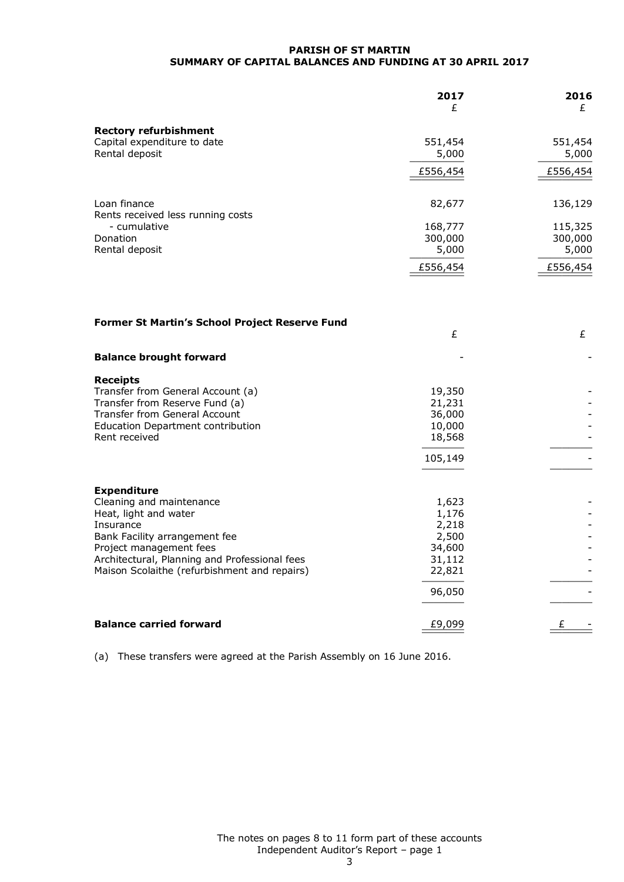# PARISH OF ST MARTIN
## SUMMARY OF CAPITAL BALANCES AND FUNDING AT 30 APRIL 2017

| | 2017 £ | 2016 £ |
|---|---|---|
| **Rectory refurbishment** | | |
| Capital expenditure to date | 551,454 | 551,454 |
| Rental deposit | 5,000 | 5,000 |
| | £556,454 | £556,454 |
| | | |
| Loan finance | 82,677 | 136,129 |
| Rents received less running costs | | |
| - cumulative | 168,777 | 115,325 |
| Donation | 300,000 | 300,000 |
| Rental deposit | 5,000 | 5,000 |
| | £556,454 | £556,454 |

| **Former St Martin's School Project Reserve Fund** | £ | £ |
|---|---|---|
| **Balance brought forward** | - | - |
| **Receipts** | | |
| Transfer from General Account (a) | 19,350 | - |
| Transfer from Reserve Fund (a) | 21,231 | - |
| Transfer from General Account | 36,000 | - |
| Education Department contribution | 10,000 | - |
| Rent received | 18,568 | - |
| | 105,149 | - |
| **Expenditure** | | |
| Cleaning and maintenance | 1,623 | - |
| Heat, light and water | 1,176 | - |
| Insurance | 2,218 | - |
| Bank Facility arrangement fee | 2,500 | - |
| Project management fees | 34,600 | - |
| Architectural, Planning and Professional fees | 31,112 | - |
| Maison Scolaithe (refurbishment and repairs) | 22,821 | - |
| | 96,050 | - |
| **Balance carried forward** | £9,099 | £ - |

(a) These transfers were agreed at the Parish Assembly on 16 June 2016.

The notes on pages 8 to 11 form part of these accounts
Independent Auditor's Report – page 1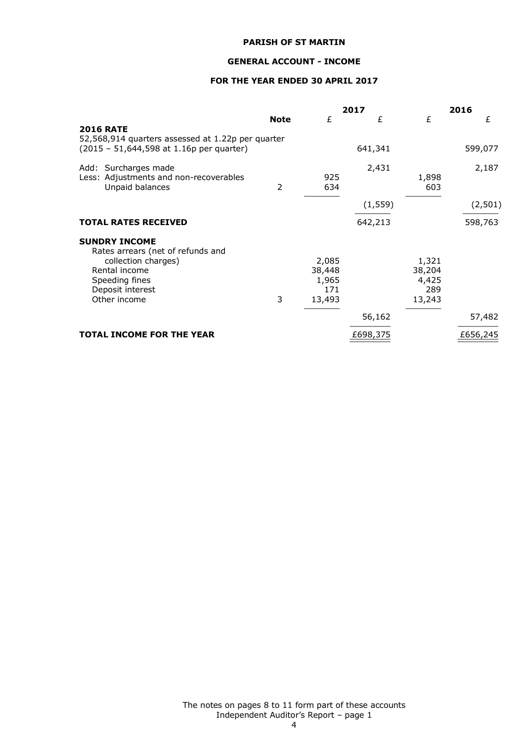**PARISH OF ST MARTIN**

**GENERAL ACCOUNT - INCOME**

**FOR THE YEAR ENDED 30 APRIL 2017**

| | Note | 2017 £ | 2017 £ | 2016 £ | 2016 £ |
|---|---|---|---|---|---|
| **2016 RATE** | | | | | |
| 52,568,914 quarters assessed at 1.22p per quarter (2015 – 51,644,598 at 1.16p per quarter) | | | 641,341 | | 599,077 |
| Add: Surcharges made | | | 2,431 | | 2,187 |
| Less: Adjustments and non-recoverables | | 925 | | 1,898 | |
| Unpaid balances | 2 | 634 | | 603 | |
| | | | (1,559) | | (2,501) |
| **TOTAL RATES RECEIVED** | | | 642,213 | | 598,763 |
| **SUNDRY INCOME** | | | | | |
| Rates arrears (net of refunds and collection charges) | | 2,085 | | 1,321 | |
| Rental income | | 38,448 | | 38,204 | |
| Speeding fines | | 1,965 | | 4,425 | |
| Deposit interest | | 171 | | 289 | |
| Other income | 3 | 13,493 | | 13,243 | |
| | | | 56,162 | | 57,482 |
| **TOTAL INCOME FOR THE YEAR** | | | £698,375 | | £656,245 |

The notes on pages 8 to 11 form part of these accounts
Independent Auditor's Report – page 1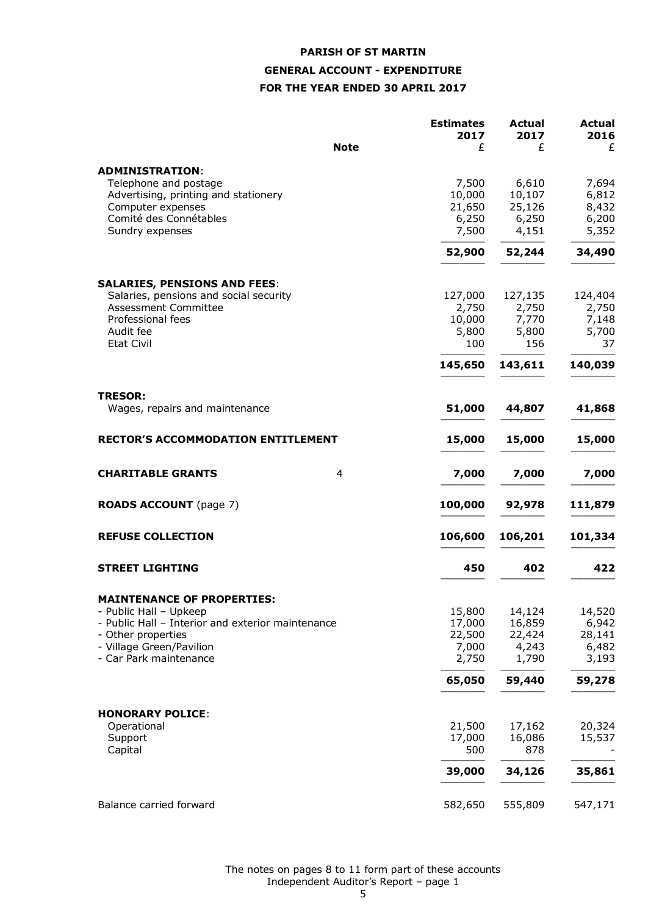**PARISH OF ST MARTIN**

**GENERAL ACCOUNT - EXPENDITURE**

**FOR THE YEAR ENDED 30 APRIL 2017**

| | Note | Estimates 2017 £ | Actual 2017 £ | Actual 2016 £ |
|---|---|---|---|---|
| **ADMINISTRATION**: | | | | |
| Telephone and postage | | 7,500 | 6,610 | 7,694 |
| Advertising, printing and stationery | | 10,000 | 10,107 | 6,812 |
| Computer expenses | | 21,650 | 25,126 | 8,432 |
| Comité des Connétables | | 6,250 | 6,250 | 6,200 |
| Sundry expenses | | 7,500 | 4,151 | 5,352 |
| | | **52,900** | **52,244** | **34,490** |
| **SALARIES, PENSIONS AND FEES**: | | | | |
| Salaries, pensions and social security | | 127,000 | 127,135 | 124,404 |
| Assessment Committee | | 2,750 | 2,750 | 2,750 |
| Professional fees | | 10,000 | 7,770 | 7,148 |
| Audit fee | | 5,800 | 5,800 | 5,700 |
| Etat Civil | | 100 | 156 | 37 |
| | | **145,650** | **143,611** | **140,039** |
| **TRESOR:** | | | | |
| Wages, repairs and maintenance | | **51,000** | **44,807** | **41,868** |
| **RECTOR'S ACCOMMODATION ENTITLEMENT** | | **15,000** | **15,000** | **15,000** |
| **CHARITABLE GRANTS** | 4 | **7,000** | **7,000** | **7,000** |
| **ROADS ACCOUNT** (page 7) | | **100,000** | **92,978** | **111,879** |
| **REFUSE COLLECTION** | | **106,600** | **106,201** | **101,334** |
| **STREET LIGHTING** | | **450** | **402** | **422** |
| **MAINTENANCE OF PROPERTIES:** | | | | |
| - Public Hall – Upkeep | | 15,800 | 14,124 | 14,520 |
| - Public Hall – Interior and exterior maintenance | | 17,000 | 16,859 | 6,942 |
| - Other properties | | 22,500 | 22,424 | 28,141 |
| - Village Green/Pavilion | | 7,000 | 4,243 | 6,482 |
| - Car Park maintenance | | 2,750 | 1,790 | 3,193 |
| | | **65,050** | **59,440** | **59,278** |
| **HONORARY POLICE**: | | | | |
| Operational | | 21,500 | 17,162 | 20,324 |
| Support | | 17,000 | 16,086 | 15,537 |
| Capital | | 500 | 878 | - |
| | | **39,000** | **34,126** | **35,861** |
| Balance carried forward | | 582,650 | 555,809 | 547,171 |

The notes on pages 8 to 11 form part of these accounts
Independent Auditor's Report – page 1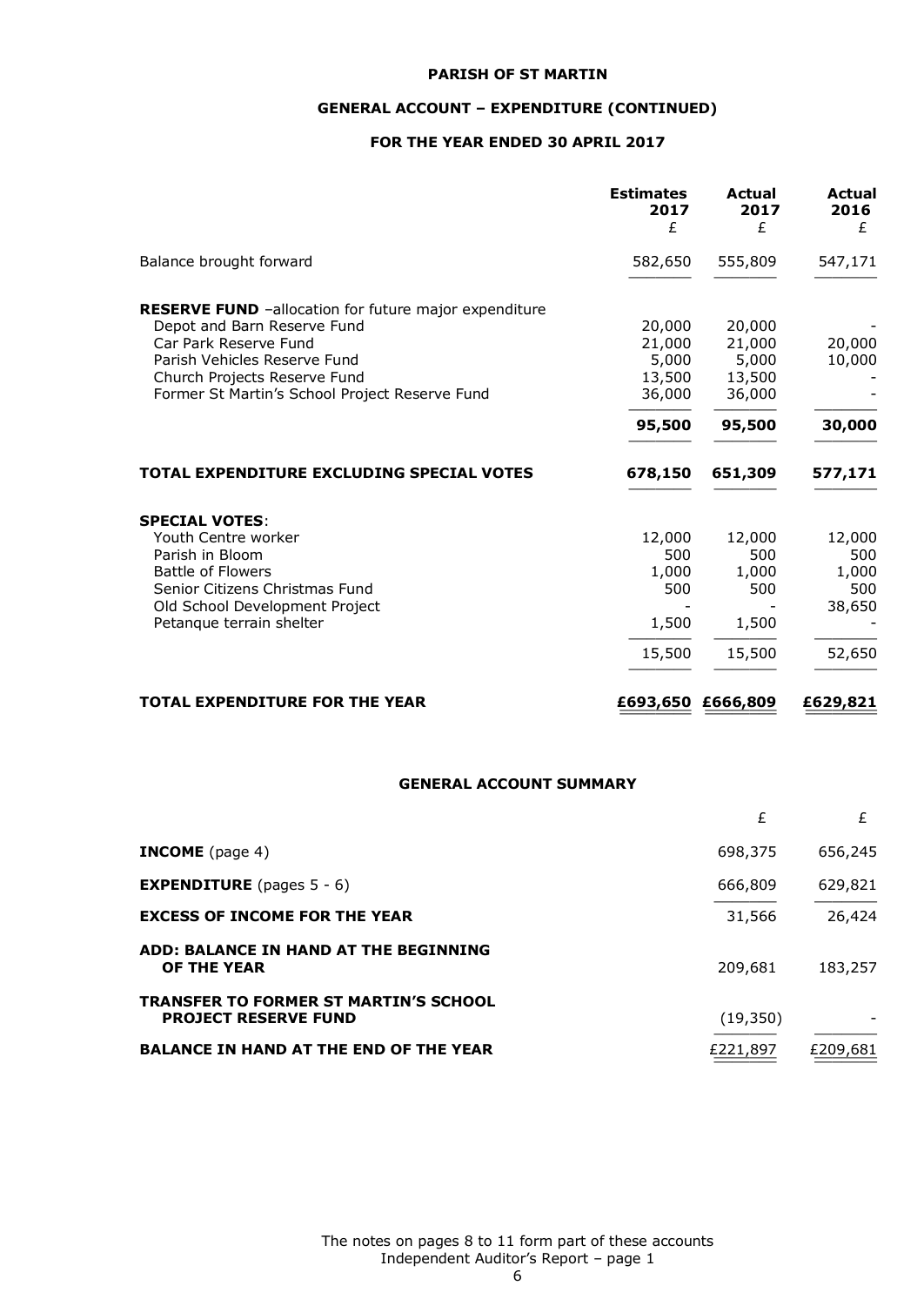# PARISH OF ST MARTIN

## GENERAL ACCOUNT – EXPENDITURE (CONTINUED)

### FOR THE YEAR ENDED 30 APRIL 2017

| | Estimates 2017 £ | Actual 2017 £ | Actual 2016 £ |
|---|---|---|---|
| Balance brought forward | 582,650 | 555,809 | 547,171 |
| **RESERVE FUND** –allocation for future major expenditure | | | |
| Depot and Barn Reserve Fund | 20,000 | 20,000 | - |
| Car Park Reserve Fund | 21,000 | 21,000 | 20,000 |
| Parish Vehicles Reserve Fund | 5,000 | 5,000 | 10,000 |
| Church Projects Reserve Fund | 13,500 | 13,500 | - |
| Former St Martin's School Project Reserve Fund | 36,000 | 36,000 | - |
| | **95,500** | **95,500** | **30,000** |
| **TOTAL EXPENDITURE EXCLUDING SPECIAL VOTES** | **678,150** | **651,309** | **577,171** |
| **SPECIAL VOTES**: | | | |
| Youth Centre worker | 12,000 | 12,000 | 12,000 |
| Parish in Bloom | 500 | 500 | 500 |
| Battle of Flowers | 1,000 | 1,000 | 1,000 |
| Senior Citizens Christmas Fund | 500 | 500 | 500 |
| Old School Development Project | - | - | 38,650 |
| Petanque terrain shelter | 1,500 | 1,500 | - |
| | 15,500 | 15,500 | 52,650 |
| **TOTAL EXPENDITURE FOR THE YEAR** | **£693,650** | **£666,809** | **£629,821** |

### GENERAL ACCOUNT SUMMARY

| | £ | £ |
|---|---|---|
| **INCOME** (page 4) | 698,375 | 656,245 |
| **EXPENDITURE** (pages 5 - 6) | 666,809 | 629,821 |
| **EXCESS OF INCOME FOR THE YEAR** | 31,566 | 26,424 |
| **ADD: BALANCE IN HAND AT THE BEGINNING OF THE YEAR** | 209,681 | 183,257 |
| **TRANSFER TO FORMER ST MARTIN'S SCHOOL PROJECT RESERVE FUND** | (19,350) | - |
| **BALANCE IN HAND AT THE END OF THE YEAR** | £221,897 | £209,681 |

The notes on pages 8 to 11 form part of these accounts
Independent Auditor's Report – page 1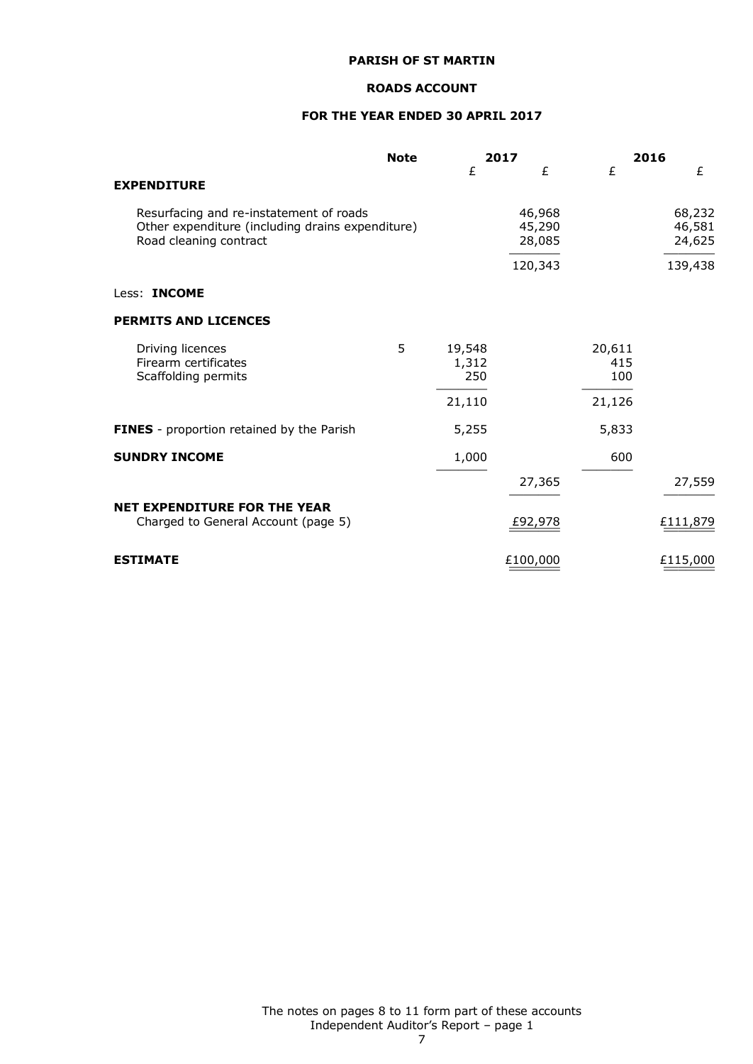**PARISH OF ST MARTIN**

**ROADS ACCOUNT**

**FOR THE YEAR ENDED 30 APRIL 2017**

| | Note | 2017 £ | 2017 £ | 2016 £ | 2016 £ |
|---|---|---|---|---|---|
| **EXPENDITURE** | | | | | |
| Resurfacing and re-instatement of roads | | | 46,968 | | 68,232 |
| Other expenditure (including drains expenditure) | | | 45,290 | | 46,581 |
| Road cleaning contract | | | 28,085 | | 24,625 |
| | | | 120,343 | | 139,438 |
| Less: **INCOME** | | | | | |
| **PERMITS AND LICENCES** | | | | | |
| Driving licences | 5 | 19,548 | | 20,611 | |
| Firearm certificates | | 1,312 | | 415 | |
| Scaffolding permits | | 250 | | 100 | |
| | | 21,110 | | 21,126 | |
| **FINES** - proportion retained by the Parish | | 5,255 | | 5,833 | |
| **SUNDRY INCOME** | | 1,000 | | 600 | |
| | | | 27,365 | | 27,559 |
| **NET EXPENDITURE FOR THE YEAR** | | | | | |
| Charged to General Account (page 5) | | | £92,978 | | £111,879 |
| **ESTIMATE** | | | £100,000 | | £115,000 |

The notes on pages 8 to 11 form part of these accounts
Independent Auditor's Report – page 1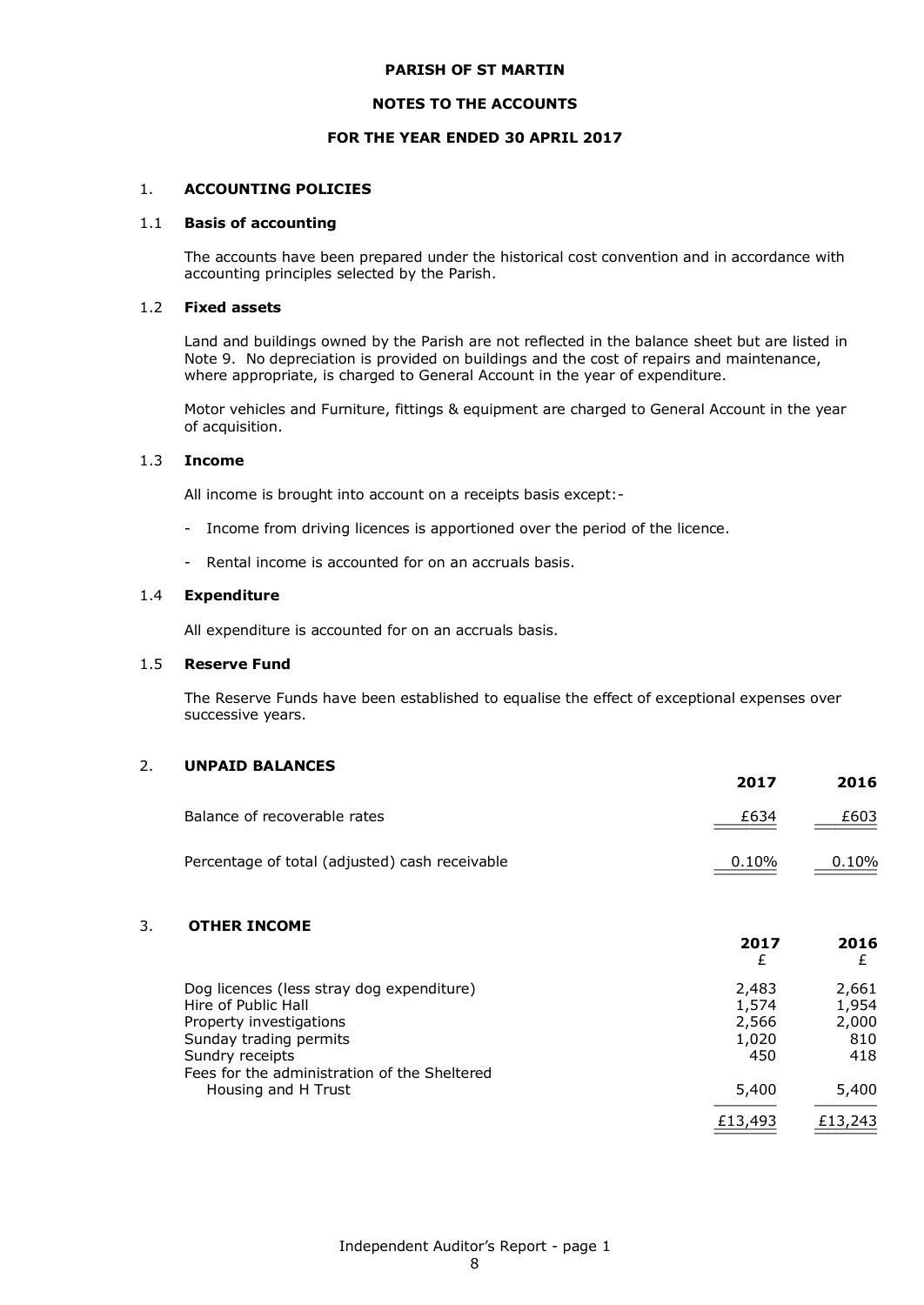**PARISH OF ST MARTIN**

**NOTES TO THE ACCOUNTS**

**FOR THE YEAR ENDED 30 APRIL 2017**

## 1. ACCOUNTING POLICIES

### 1.1 Basis of accounting

The accounts have been prepared under the historical cost convention and in accordance with accounting principles selected by the Parish.

### 1.2 Fixed assets

Land and buildings owned by the Parish are not reflected in the balance sheet but are listed in Note 9. No depreciation is provided on buildings and the cost of repairs and maintenance, where appropriate, is charged to General Account in the year of expenditure.

Motor vehicles and Furniture, fittings & equipment are charged to General Account in the year of acquisition.

### 1.3 Income

All income is brought into account on a receipts basis except:-

- Income from driving licences is apportioned over the period of the licence.
- Rental income is accounted for on an accruals basis.

### 1.4 Expenditure

All expenditure is accounted for on an accruals basis.

### 1.5 Reserve Fund

The Reserve Funds have been established to equalise the effect of exceptional expenses over successive years.

## 2. UNPAID BALANCES

| | 2017 | 2016 |
|---|---|---|
| Balance of recoverable rates | £634 | £603 |
| Percentage of total (adjusted) cash receivable | 0.10% | 0.10% |

## 3. OTHER INCOME

| | 2017 £ | 2016 £ |
|---|---|---|
| Dog licences (less stray dog expenditure) | 2,483 | 2,661 |
| Hire of Public Hall | 1,574 | 1,954 |
| Property investigations | 2,566 | 2,000 |
| Sunday trading permits | 1,020 | 810 |
| Sundry receipts | 450 | 418 |
| Fees for the administration of the Sheltered Housing and H Trust | 5,400 | 5,400 |
| | £13,493 | £13,243 |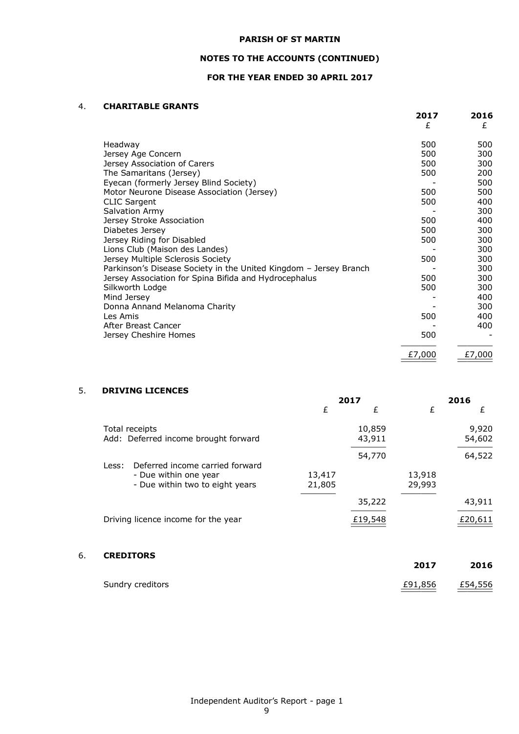**PARISH OF ST MARTIN**

**NOTES TO THE ACCOUNTS (CONTINUED)**

**FOR THE YEAR ENDED 30 APRIL 2017**

## 4. CHARITABLE GRANTS

| | 2017 £ | 2016 £ |
|---|---|---|
| Headway | 500 | 500 |
| Jersey Age Concern | 500 | 300 |
| Jersey Association of Carers | 500 | 300 |
| The Samaritans (Jersey) | 500 | 200 |
| Eyecan (formerly Jersey Blind Society) | - | 500 |
| Motor Neurone Disease Association (Jersey) | 500 | 500 |
| CLIC Sargent | 500 | 400 |
| Salvation Army | - | 300 |
| Jersey Stroke Association | 500 | 400 |
| Diabetes Jersey | 500 | 300 |
| Jersey Riding for Disabled | 500 | 300 |
| Lions Club (Maison des Landes) | - | 300 |
| Jersey Multiple Sclerosis Society | 500 | 300 |
| Parkinson's Disease Society in the United Kingdom – Jersey Branch | - | 300 |
| Jersey Association for Spina Bifida and Hydrocephalus | 500 | 300 |
| Silkworth Lodge | 500 | 300 |
| Mind Jersey | - | 400 |
| Donna Annand Melanoma Charity | - | 300 |
| Les Amis | 500 | 400 |
| After Breast Cancer | - | 400 |
| Jersey Cheshire Homes | 500 | - |
| | £7,000 | £7,000 |

## 5. DRIVING LICENCES

| | 2017 £ | 2017 £ | 2016 £ | 2016 £ |
|---|---|---|---|---|
| Total receipts | | 10,859 | | 9,920 |
| Add: Deferred income brought forward | | 43,911 | | 54,602 |
| | | 54,770 | | 64,522 |
| Less: Deferred income carried forward | | | | |
| - Due within one year | 13,417 | | 13,918 | |
| - Due within two to eight years | 21,805 | | 29,993 | |
| | | 35,222 | | 43,911 |
| Driving licence income for the year | | £19,548 | | £20,611 |

## 6. CREDITORS

| | 2017 | 2016 |
|---|---|---|
| Sundry creditors | £91,856 | £54,556 |

Independent Auditor's Report - page 1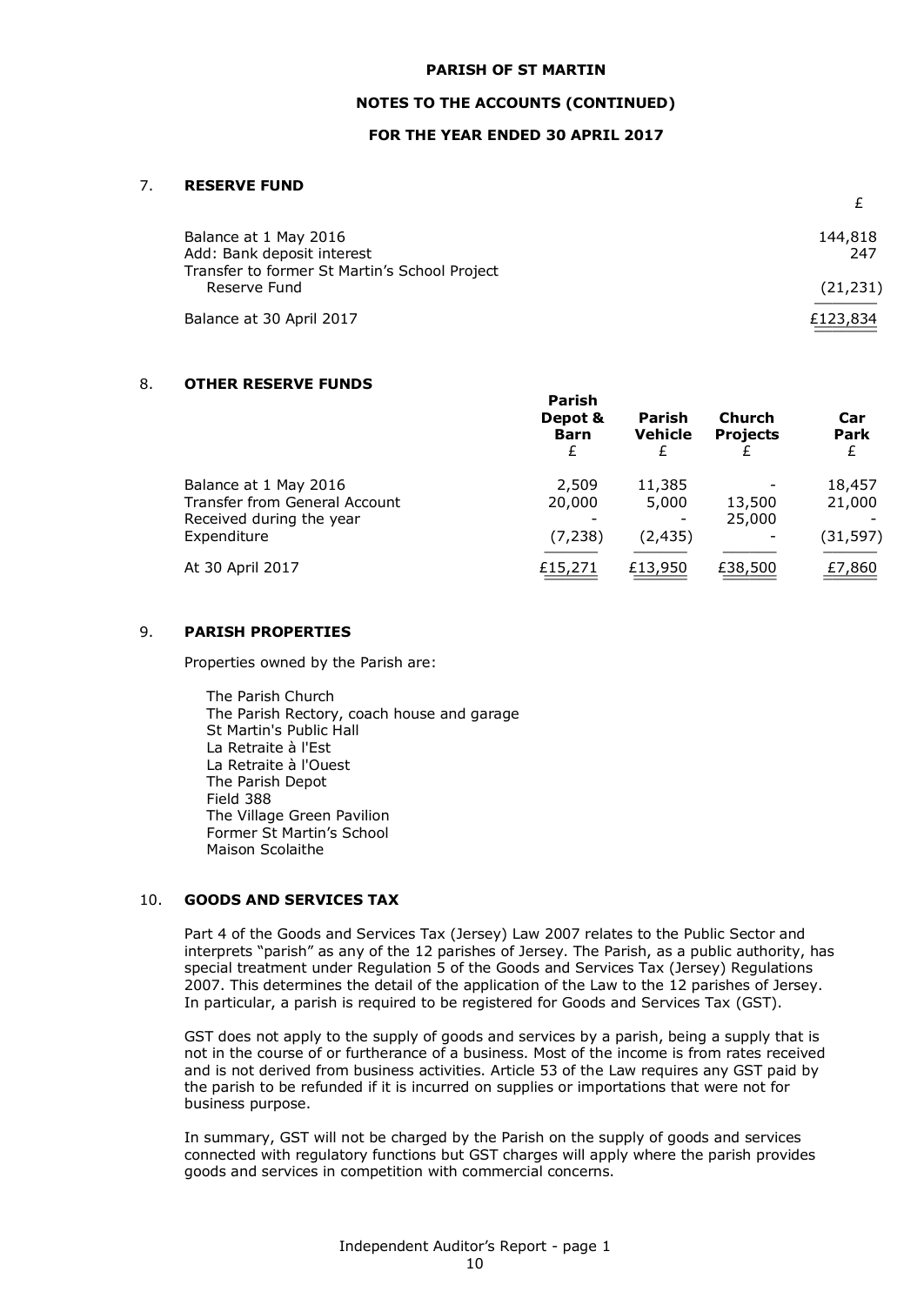# PARISH OF ST MARTIN

## NOTES TO THE ACCOUNTS (CONTINUED)

## FOR THE YEAR ENDED 30 APRIL 2017

### 7. RESERVE FUND

| | £ |
|---|---|
| Balance at 1 May 2016 | 144,818 |
| Add: Bank deposit interest | 247 |
| Transfer to former St Martin's School Project Reserve Fund | (21,231) |
| Balance at 30 April 2017 | £123,834 |

### 8. OTHER RESERVE FUNDS

| | Parish Depot & Barn £ | Parish Vehicle £ | Church Projects £ | Car Park £ |
|---|---|---|---|---|
| Balance at 1 May 2016 | 2,509 | 11,385 | - | 18,457 |
| Transfer from General Account | 20,000 | 5,000 | 13,500 | 21,000 |
| Received during the year | - | - | 25,000 | - |
| Expenditure | (7,238) | (2,435) | - | (31,597) |
| At 30 April 2017 | £15,271 | £13,950 | £38,500 | £7,860 |

### 9. PARISH PROPERTIES

Properties owned by the Parish are:

- The Parish Church
- The Parish Rectory, coach house and garage
- St Martin's Public Hall
- La Retraite à l'Est
- La Retraite à l'Ouest
- The Parish Depot
- Field 388
- The Village Green Pavilion
- Former St Martin's School
- Maison Scolaithe

### 10. GOODS AND SERVICES TAX

Part 4 of the Goods and Services Tax (Jersey) Law 2007 relates to the Public Sector and interprets "parish" as any of the 12 parishes of Jersey. The Parish, as a public authority, has special treatment under Regulation 5 of the Goods and Services Tax (Jersey) Regulations 2007. This determines the detail of the application of the Law to the 12 parishes of Jersey. In particular, a parish is required to be registered for Goods and Services Tax (GST).

GST does not apply to the supply of goods and services by a parish, being a supply that is not in the course of or furtherance of a business. Most of the income is from rates received and is not derived from business activities. Article 53 of the Law requires any GST paid by the parish to be refunded if it is incurred on supplies or importations that were not for business purpose.

In summary, GST will not be charged by the Parish on the supply of goods and services connected with regulatory functions but GST charges will apply where the parish provides goods and services in competition with commercial concerns.

Independent Auditor's Report - page 1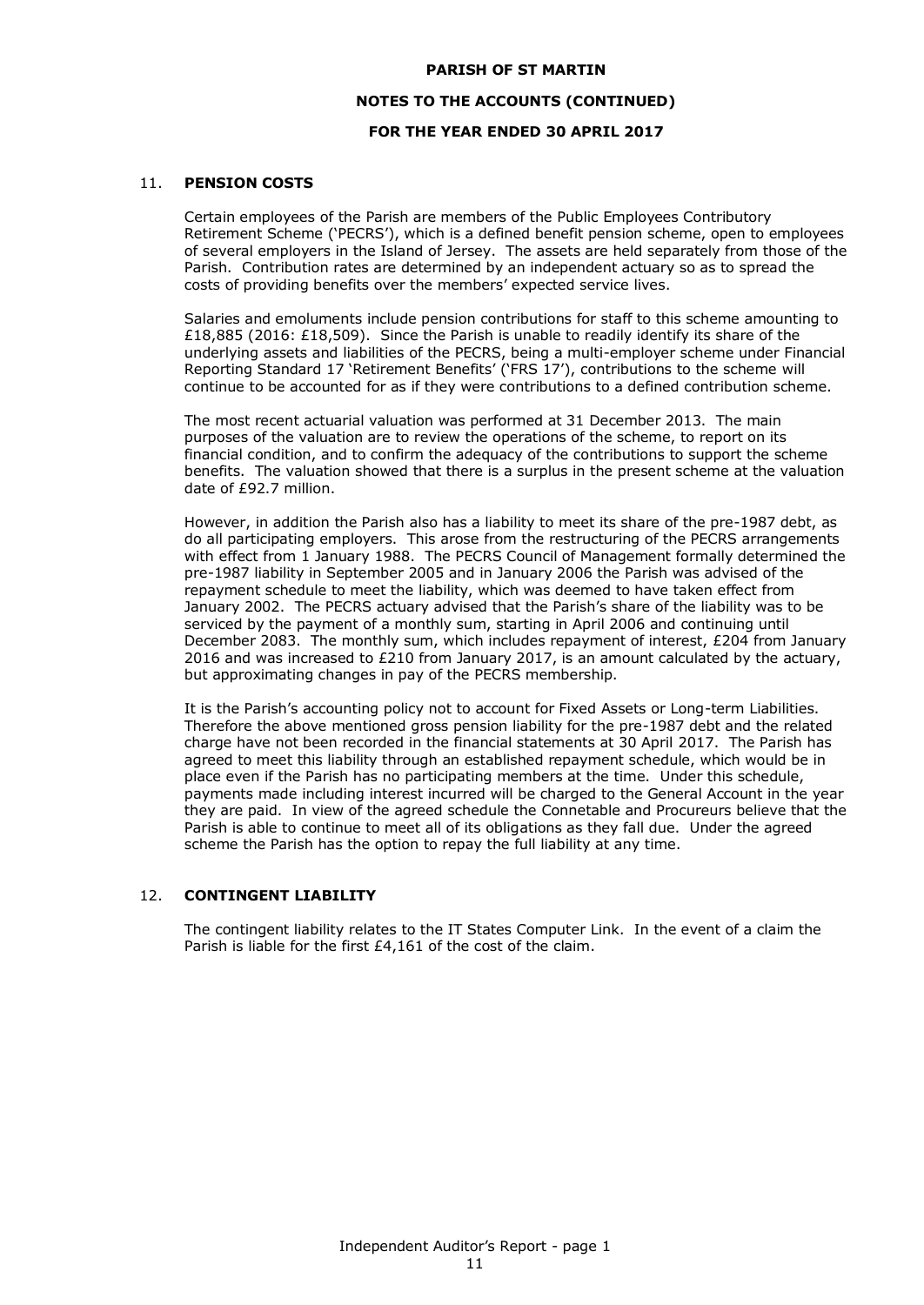## 11. PENSION COSTS

Certain employees of the Parish are members of the Public Employees Contributory Retirement Scheme ('PECRS'), which is a defined benefit pension scheme, open to employees of several employers in the Island of Jersey. The assets are held separately from those of the Parish. Contribution rates are determined by an independent actuary so as to spread the costs of providing benefits over the members' expected service lives.

Salaries and emoluments include pension contributions for staff to this scheme amounting to £18,885 (2016: £18,509). Since the Parish is unable to readily identify its share of the underlying assets and liabilities of the PECRS, being a multi-employer scheme under Financial Reporting Standard 17 'Retirement Benefits' ('FRS 17'), contributions to the scheme will continue to be accounted for as if they were contributions to a defined contribution scheme.

The most recent actuarial valuation was performed at 31 December 2013. The main purposes of the valuation are to review the operations of the scheme, to report on its financial condition, and to confirm the adequacy of the contributions to support the scheme benefits. The valuation showed that there is a surplus in the present scheme at the valuation date of £92.7 million.

However, in addition the Parish also has a liability to meet its share of the pre-1987 debt, as do all participating employers. This arose from the restructuring of the PECRS arrangements with effect from 1 January 1988. The PECRS Council of Management formally determined the pre-1987 liability in September 2005 and in January 2006 the Parish was advised of the repayment schedule to meet the liability, which was deemed to have taken effect from January 2002. The PECRS actuary advised that the Parish's share of the liability was to be serviced by the payment of a monthly sum, starting in April 2006 and continuing until December 2083. The monthly sum, which includes repayment of interest, £204 from January 2016 and was increased to £210 from January 2017, is an amount calculated by the actuary, but approximating changes in pay of the PECRS membership.

It is the Parish's accounting policy not to account for Fixed Assets or Long-term Liabilities. Therefore the above mentioned gross pension liability for the pre-1987 debt and the related charge have not been recorded in the financial statements at 30 April 2017. The Parish has agreed to meet this liability through an established repayment schedule, which would be in place even if the Parish has no participating members at the time. Under this schedule, payments made including interest incurred will be charged to the General Account in the year they are paid. In view of the agreed schedule the Connetable and Procureurs believe that the Parish is able to continue to meet all of its obligations as they fall due. Under the agreed scheme the Parish has the option to repay the full liability at any time.

## 12. CONTINGENT LIABILITY

The contingent liability relates to the IT States Computer Link. In the event of a claim the Parish is liable for the first £4,161 of the cost of the claim.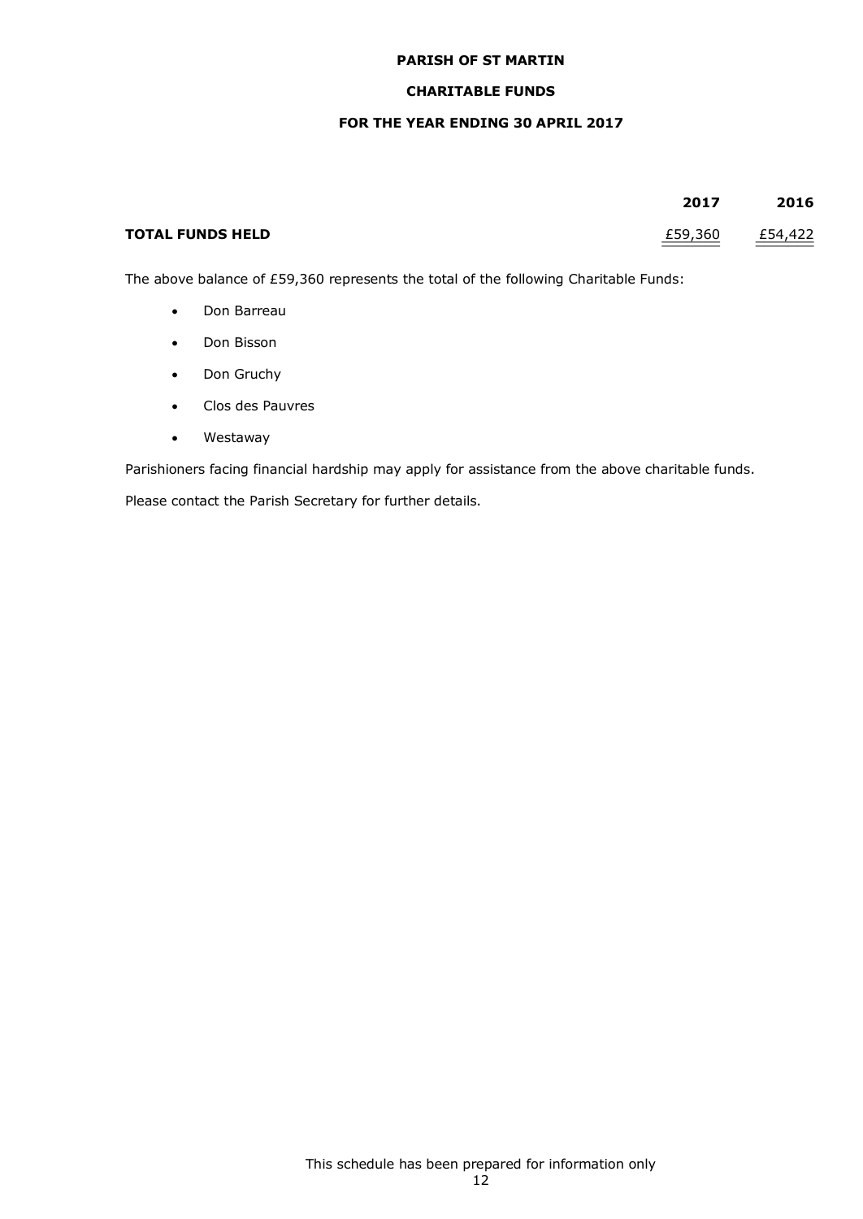**PARISH OF ST MARTIN**

**CHARITABLE FUNDS**

**FOR THE YEAR ENDING 30 APRIL 2017**

| | **2017** | **2016** |
|---|---|---|
| **TOTAL FUNDS HELD** | £59,360 | £54,422 |

The above balance of £59,360 represents the total of the following Charitable Funds:

- Don Barreau
- Don Bisson
- Don Gruchy
- Clos des Pauvres
- Westaway

Parishioners facing financial hardship may apply for assistance from the above charitable funds.

Please contact the Parish Secretary for further details.

This schedule has been prepared for information only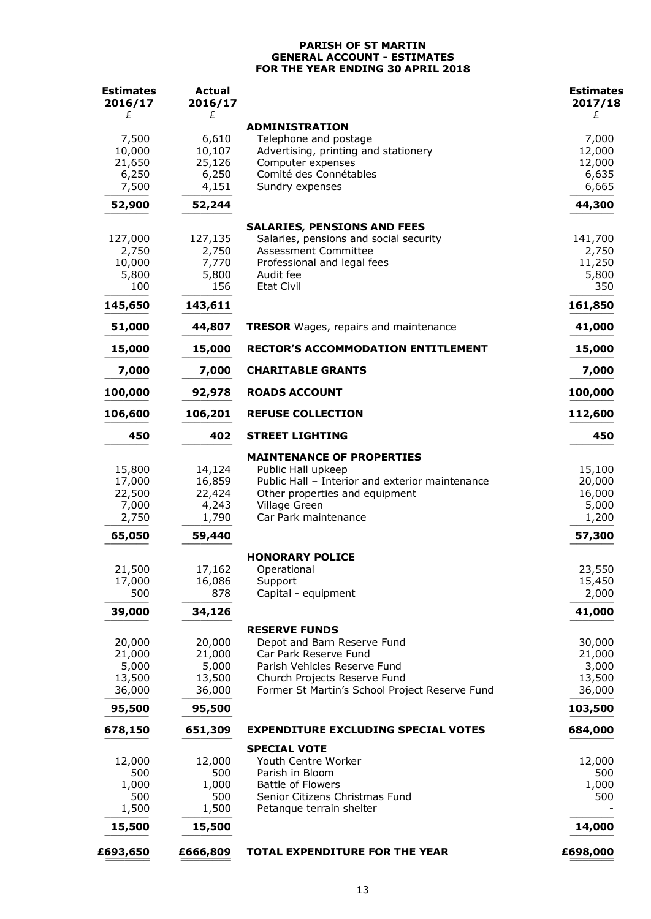# PARISH OF ST MARTIN
## GENERAL ACCOUNT - ESTIMATES
## FOR THE YEAR ENDING 30 APRIL 2018

| Estimates 2016/17 £ | Actual 2016/17 £ | | Estimates 2017/18 £ |
|---|---|---|---|
| | | **ADMINISTRATION** | |
| 7,500 | 6,610 | Telephone and postage | 7,000 |
| 10,000 | 10,107 | Advertising, printing and stationery | 12,000 |
| 21,650 | 25,126 | Computer expenses | 12,000 |
| 6,250 | 6,250 | Comité des Connétables | 6,635 |
| 7,500 | 4,151 | Sundry expenses | 6,665 |
| **52,900** | **52,244** | | **44,300** |
| | | **SALARIES, PENSIONS AND FEES** | |
| 127,000 | 127,135 | Salaries, pensions and social security | 141,700 |
| 2,750 | 2,750 | Assessment Committee | 2,750 |
| 10,000 | 7,770 | Professional and legal fees | 11,250 |
| 5,800 | 5,800 | Audit fee | 5,800 |
| 100 | 156 | Etat Civil | 350 |
| **145,650** | **143,611** | | **161,850** |
| **51,000** | **44,807** | **TRESOR** Wages, repairs and maintenance | **41,000** |
| **15,000** | **15,000** | **RECTOR'S ACCOMMODATION ENTITLEMENT** | **15,000** |
| **7,000** | **7,000** | **CHARITABLE GRANTS** | **7,000** |
| **100,000** | **92,978** | **ROADS ACCOUNT** | **100,000** |
| **106,600** | **106,201** | **REFUSE COLLECTION** | **112,600** |
| **450** | **402** | **STREET LIGHTING** | **450** |
| | | **MAINTENANCE OF PROPERTIES** | |
| 15,800 | 14,124 | Public Hall upkeep | 15,100 |
| 17,000 | 16,859 | Public Hall – Interior and exterior maintenance | 20,000 |
| 22,500 | 22,424 | Other properties and equipment | 16,000 |
| 7,000 | 4,243 | Village Green | 5,000 |
| 2,750 | 1,790 | Car Park maintenance | 1,200 |
| **65,050** | **59,440** | | **57,300** |
| | | **HONORARY POLICE** | |
| 21,500 | 17,162 | Operational | 23,550 |
| 17,000 | 16,086 | Support | 15,450 |
| 500 | 878 | Capital - equipment | 2,000 |
| **39,000** | **34,126** | | **41,000** |
| | | **RESERVE FUNDS** | |
| 20,000 | 20,000 | Depot and Barn Reserve Fund | 30,000 |
| 21,000 | 21,000 | Car Park Reserve Fund | 21,000 |
| 5,000 | 5,000 | Parish Vehicles Reserve Fund | 3,000 |
| 13,500 | 13,500 | Church Projects Reserve Fund | 13,500 |
| 36,000 | 36,000 | Former St Martin's School Project Reserve Fund | 36,000 |
| **95,500** | **95,500** | | **103,500** |
| **678,150** | **651,309** | **EXPENDITURE EXCLUDING SPECIAL VOTES** | **684,000** |
| | | **SPECIAL VOTE** | |
| 12,000 | 12,000 | Youth Centre Worker | 12,000 |
| 500 | 500 | Parish in Bloom | 500 |
| 1,000 | 1,000 | Battle of Flowers | 1,000 |
| 500 | 500 | Senior Citizens Christmas Fund | 500 |
| 1,500 | 1,500 | Petanque terrain shelter | - |
| **15,500** | **15,500** | | **14,000** |
| **£693,650** | **£666,809** | **TOTAL EXPENDITURE FOR THE YEAR** | **£698,000** |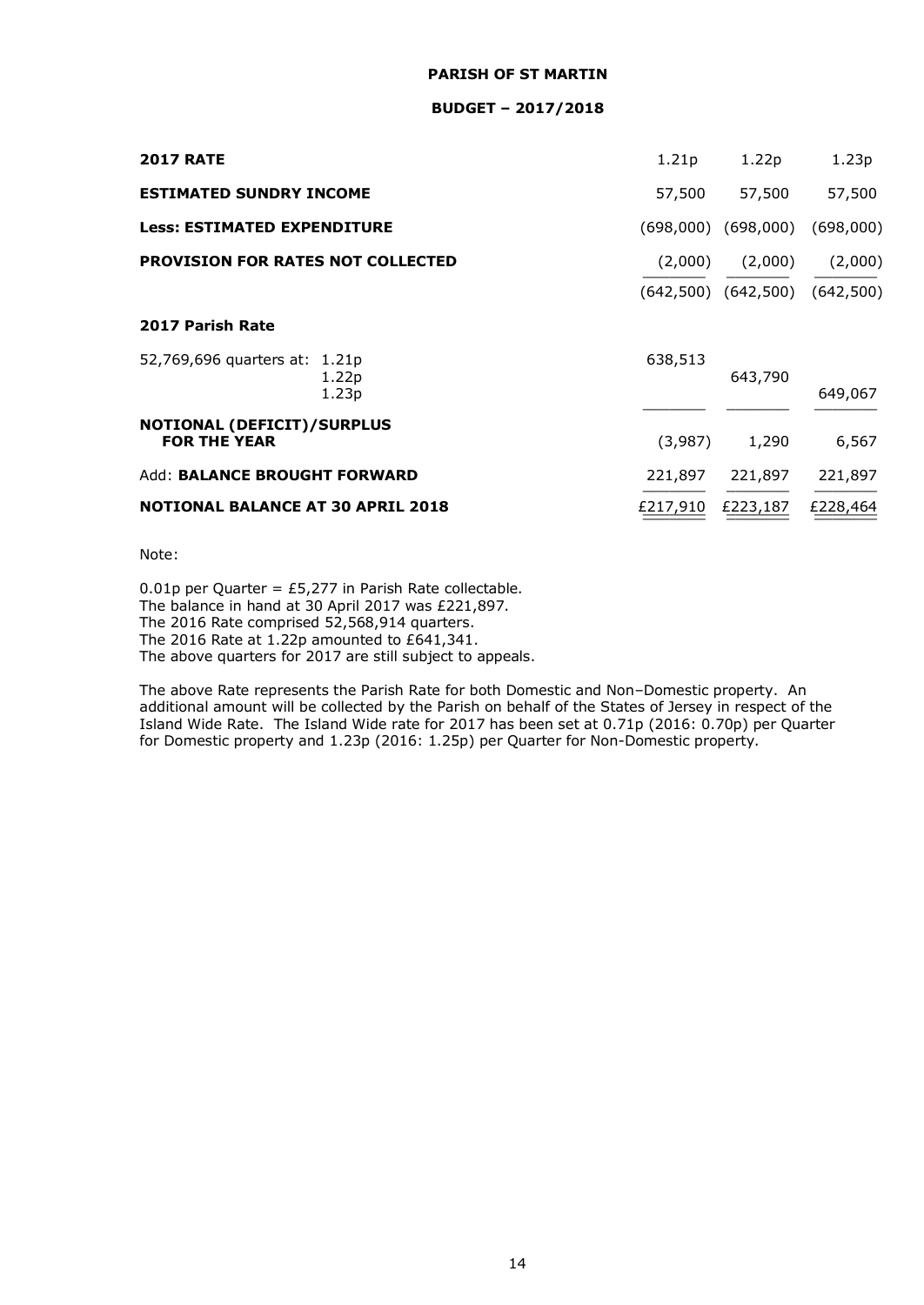**PARISH OF ST MARTIN**

**BUDGET – 2017/2018**

| | | | |
|---|---|---|---|
| **2017 RATE** | 1.21p | 1.22p | 1.23p |
| **ESTIMATED SUNDRY INCOME** | 57,500 | 57,500 | 57,500 |
| **Less: ESTIMATED EXPENDITURE** | (698,000) | (698,000) | (698,000) |
| **PROVISION FOR RATES NOT COLLECTED** | (2,000) | (2,000) | (2,000) |
| | (642,500) | (642,500) | (642,500) |
| **2017 Parish Rate** | | | |
| 52,769,696 quarters at: 1.21p | 638,513 | | |
| 1.22p | | 643,790 | |
| 1.23p | | | 649,067 |
| **NOTIONAL (DEFICIT)/SURPLUS FOR THE YEAR** | (3,987) | 1,290 | 6,567 |
| Add: **BALANCE BROUGHT FORWARD** | 221,897 | 221,897 | 221,897 |
| **NOTIONAL BALANCE AT 30 APRIL 2018** | £217,910 | £223,187 | £228,464 |

Note:

0.01p per Quarter = £5,277 in Parish Rate collectable.
The balance in hand at 30 April 2017 was £221,897.
The 2016 Rate comprised 52,568,914 quarters.
The 2016 Rate at 1.22p amounted to £641,341.
The above quarters for 2017 are still subject to appeals.

The above Rate represents the Parish Rate for both Domestic and Non–Domestic property. An additional amount will be collected by the Parish on behalf of the States of Jersey in respect of the Island Wide Rate. The Island Wide rate for 2017 has been set at 0.71p (2016: 0.70p) per Quarter for Domestic property and 1.23p (2016: 1.25p) per Quarter for Non-Domestic property.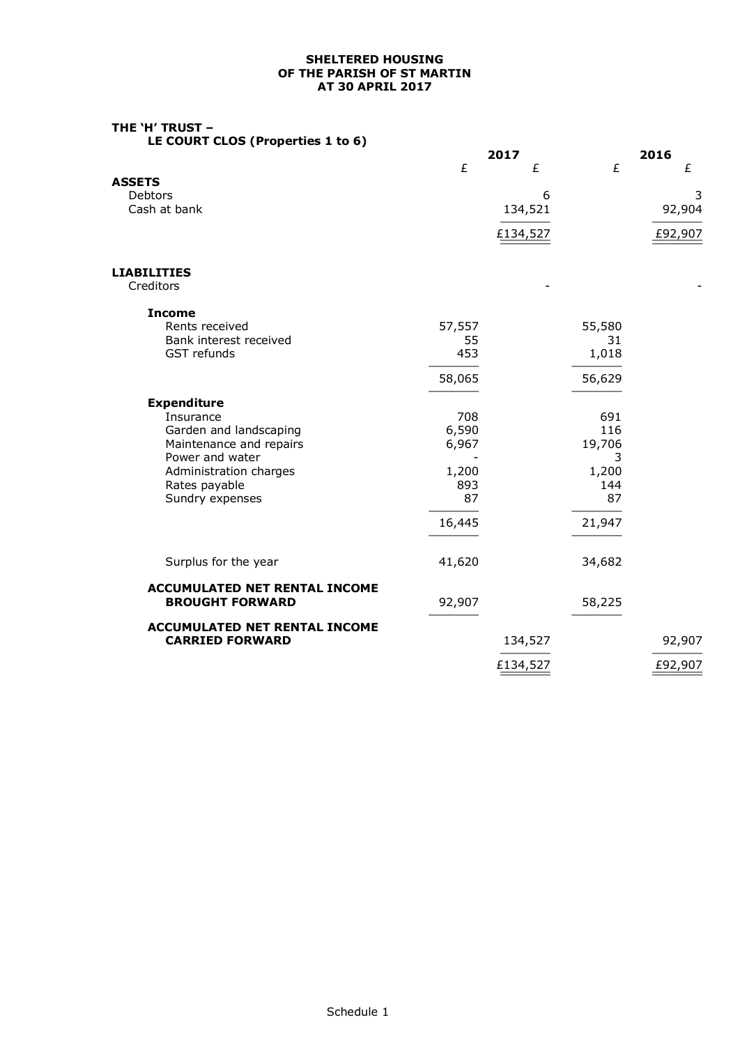**SHELTERED HOUSING**
**OF THE PARISH OF ST MARTIN**
**AT 30 APRIL 2017**

**THE 'H' TRUST –**
**LE COURT CLOS (Properties 1 to 6)**

| | 2017 | | 2016 | |
|---|---|---|---|---|
| | £ | £ | £ | £ |
| **ASSETS** | | | | |
| Debtors | | 6 | | 3 |
| Cash at bank | | 134,521 | | 92,904 |
| | | £134,527 | | £92,907 |
| **LIABILITIES** | | | | |
| Creditors | | - | | - |
| **Income** | | | | |
| Rents received | 57,557 | | 55,580 | |
| Bank interest received | 55 | | 31 | |
| GST refunds | 453 | | 1,018 | |
| | 58,065 | | 56,629 | |
| **Expenditure** | | | | |
| Insurance | 708 | | 691 | |
| Garden and landscaping | 6,590 | | 116 | |
| Maintenance and repairs | 6,967 | | 19,706 | |
| Power and water | - | | 3 | |
| Administration charges | 1,200 | | 1,200 | |
| Rates payable | 893 | | 144 | |
| Sundry expenses | 87 | | 87 | |
| | 16,445 | | 21,947 | |
| Surplus for the year | 41,620 | | 34,682 | |
| **ACCUMULATED NET RENTAL INCOME BROUGHT FORWARD** | 92,907 | | 58,225 | |
| **ACCUMULATED NET RENTAL INCOME CARRIED FORWARD** | | 134,527 | | 92,907 |
| | | £134,527 | | £92,907 |

Schedule 1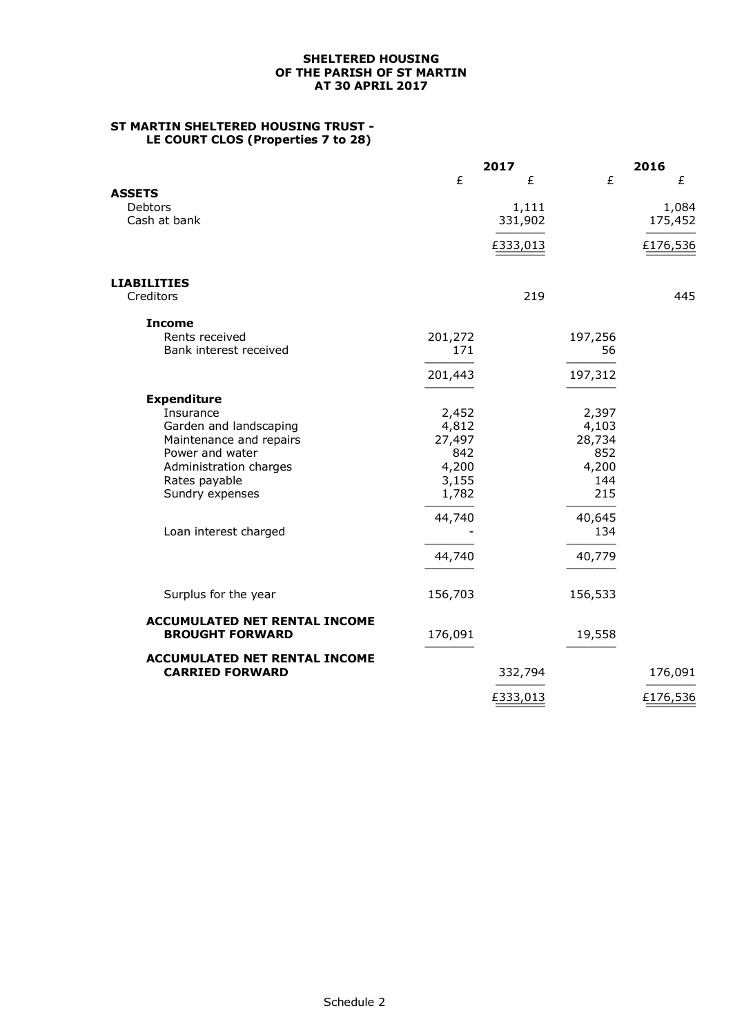**SHELTERED HOUSING**
**OF THE PARISH OF ST MARTIN**
**AT 30 APRIL 2017**

**ST MARTIN SHELTERED HOUSING TRUST - LE COURT CLOS (Properties 7 to 28)**

| | 2017 | | 2016 | |
|---|---|---|---|---|
| | £ | £ | £ | £ |
| **ASSETS** | | | | |
| Debtors | | 1,111 | | 1,084 |
| Cash at bank | | 331,902 | | 175,452 |
| | | £333,013 | | £176,536 |
| **LIABILITIES** | | | | |
| Creditors | | 219 | | 445 |
| **Income** | | | | |
| Rents received | 201,272 | | 197,256 | |
| Bank interest received | 171 | | 56 | |
| | 201,443 | | 197,312 | |
| **Expenditure** | | | | |
| Insurance | 2,452 | | 2,397 | |
| Garden and landscaping | 4,812 | | 4,103 | |
| Maintenance and repairs | 27,497 | | 28,734 | |
| Power and water | 842 | | 852 | |
| Administration charges | 4,200 | | 4,200 | |
| Rates payable | 3,155 | | 144 | |
| Sundry expenses | 1,782 | | 215 | |
| | 44,740 | | 40,645 | |
| Loan interest charged | - | | 134 | |
| | 44,740 | | 40,779 | |
| Surplus for the year | 156,703 | | 156,533 | |
| **ACCUMULATED NET RENTAL INCOME BROUGHT FORWARD** | 176,091 | | 19,558 | |
| **ACCUMULATED NET RENTAL INCOME CARRIED FORWARD** | | 332,794 | | 176,091 |
| | | £333,013 | | £176,536 |

Schedule 2